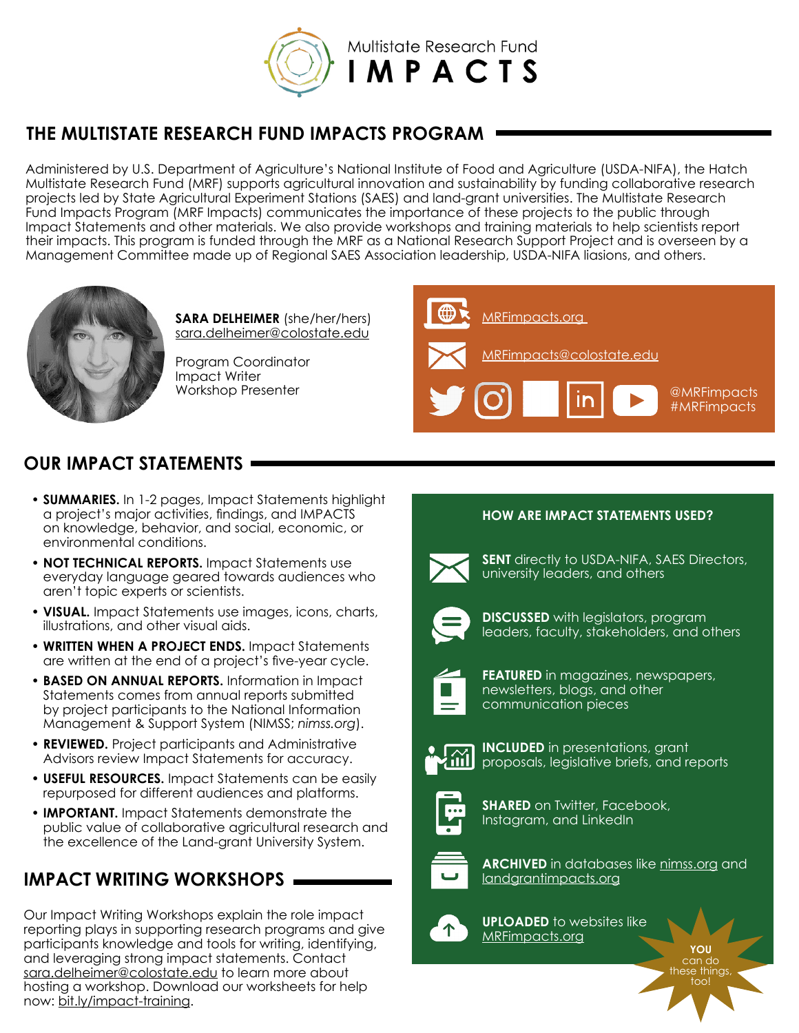Multistate Research Fund

# IMPACTS

## THE MULTISTATE RESEARCH FUND IMPACTS PROGRAM

Administered by U.S. Department of Agriculture's National Institute of Food and Agriculture (USDA-NIFA), the Hatch Multistate Research Fund (MRF) supports agricultural innovation and sustainability by funding collaborative research projects led by State Agricultural Experiment Stations (SAES) and land-grant universities. The Multistate Research Fund Impacts Program (MRF Impacts) communicates the importance of these projects to the public through Impact Statements and other materials. We also provide workshops and training materials to help scientists report their impacts. This program is funded through the MRF as a National Research Support Project and is overseen by a Management Committee made up of Regional SAES Association leadership, USDA-NIFA liasions, and others.

**SARA DELHEIMER** (she/her/hers)
sara.delheimer@colostate.edu

Program Coordinator
Impact Writer
Workshop Presenter

MRFimpacts.org

MRFimpacts@colostate.edu

@MRFimpacts
#MRFimpacts

## OUR IMPACT STATEMENTS

- **SUMMARIES.** In 1-2 pages, Impact Statements highlight a project's major activities, findings, and IMPACTS on knowledge, behavior, and social, economic, or environmental conditions.
- **NOT TECHNICAL REPORTS.** Impact Statements use everyday language geared towards audiences who aren't topic experts or scientists.
- **VISUAL.** Impact Statements use images, icons, charts, illustrations, and other visual aids.
- **WRITTEN WHEN A PROJECT ENDS.** Impact Statements are written at the end of a project's five-year cycle.
- **BASED ON ANNUAL REPORTS.** Information in Impact Statements comes from annual reports submitted by project participants to the National Information Management & Support System (NIMSS; *nimss.org*).
- **REVIEWED.** Project participants and Administrative Advisors review Impact Statements for accuracy.
- **USEFUL RESOURCES.** Impact Statements can be easily repurposed for different audiences and platforms.
- **IMPORTANT.** Impact Statements demonstrate the public value of collaborative agricultural research and the excellence of the Land-grant University System.

### HOW ARE IMPACT STATEMENTS USED?

- **SENT** directly to USDA-NIFA, SAES Directors, university leaders, and others
- **DISCUSSED** with legislators, program leaders, faculty, stakeholders, and others
- **FEATURED** in magazines, newspapers, newsletters, blogs, and other communication pieces
- **INCLUDED** in presentations, grant proposals, legislative briefs, and reports
- **SHARED** on Twitter, Facebook, Instagram, and LinkedIn
- **ARCHIVED** in databases like nimss.org and landgrantimpacts.org
- **UPLOADED** to websites like MRFimpacts.org

**YOU** can do these things, too!

## IMPACT WRITING WORKSHOPS

Our Impact Writing Workshops explain the role impact reporting plays in supporting research programs and give participants knowledge and tools for writing, identifying, and leveraging strong impact statements. Contact sara.delheimer@colostate.edu to learn more about hosting a workshop. Download our worksheets for help now: bit.ly/impact-training.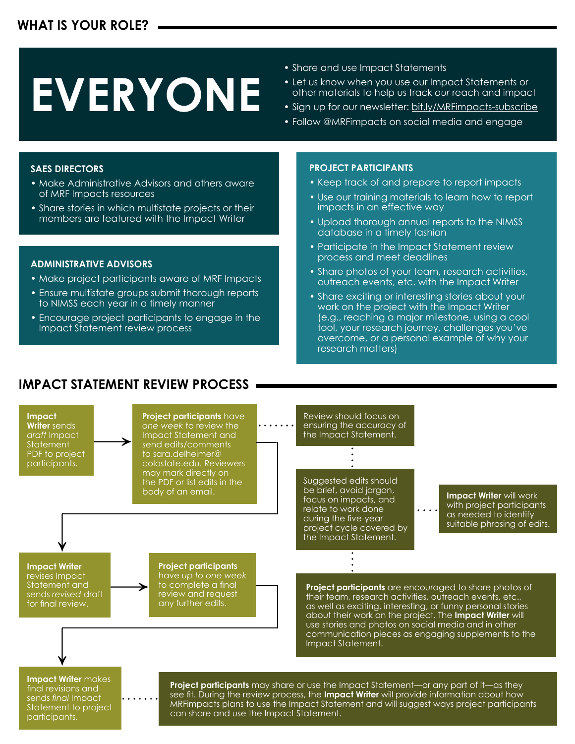## WHAT IS YOUR ROLE?

# EVERYONE

- Share and use Impact Statements
- Let us know when you use our Impact Statements or other materials to help us track *our* reach and impact
- Sign up for our newsletter: bit.ly/MRFimpacts-subscribe
- Follow @MRFimpacts on social media and engage

### SAES DIRECTORS

- Make Administrative Advisors and others aware of MRF Impacts resources
- Share stories in which multistate projects or their members are featured with the Impact Writer

### ADMINISTRATIVE ADVISORS

- Make project participants aware of MRF Impacts
- Ensure multistate groups submit thorough reports to NIMSS each year in a timely manner
- Encourage project participants to engage in the Impact Statement review process

### PROJECT PARTICIPANTS

- Keep track of and prepare to report impacts
- Use our training materials to learn how to report impacts in an effective way
- Upload thorough annual reports to the NIMSS database in a timely fashion
- Participate in the Impact Statement review process and meet deadlines
- Share photos of your team, research activities, outreach events, etc. with the Impact Writer
- Share exciting or interesting stories about your work on the project with the Impact Writer (e.g., reaching a major milestone, using a cool tool, your research journey, challenges you've overcome, or a personal example of why your research matters)

## IMPACT STATEMENT REVIEW PROCESS

**Impact Writer** sends *draft* Impact Statement PDF to project participants.

**Project participants** have *one week* to review the Impact Statement and send edits/comments to sara.delheimer@colostate.edu. Reviewers may mark directly on the PDF or list edits in the body of an email.

Review should focus on ensuring the accuracy of the Impact Statement.

Suggested edits should be brief, avoid jargon, focus on impacts, and relate to work done during the five-year project cycle covered by the Impact Statement.

**Impact Writer** will work with project participants as needed to identify suitable phrasing of edits.

**Impact Writer** revises Impact Statement and sends *revised* draft for final review.

**Project participants** have *up to one week* to complete a final review and request any further edits.

**Project participants** are encouraged to share photos of their team, research activities, outreach events, etc., as well as exciting, interesting, or funny personal stories about their work on the project. The **Impact Writer** will use stories and photos on social media and in other communication pieces as engaging supplements to the Impact Statement.

**Impact Writer** makes final revisions and sends *final* Impact Statement to project participants.

**Project participants** may share or use the Impact Statement—or any part of it—as they see fit. During the review process, the **Impact Writer** will provide information about how MRFimpacts plans to use the Impact Statement and will suggest ways project participants can share and use the Impact Statement.